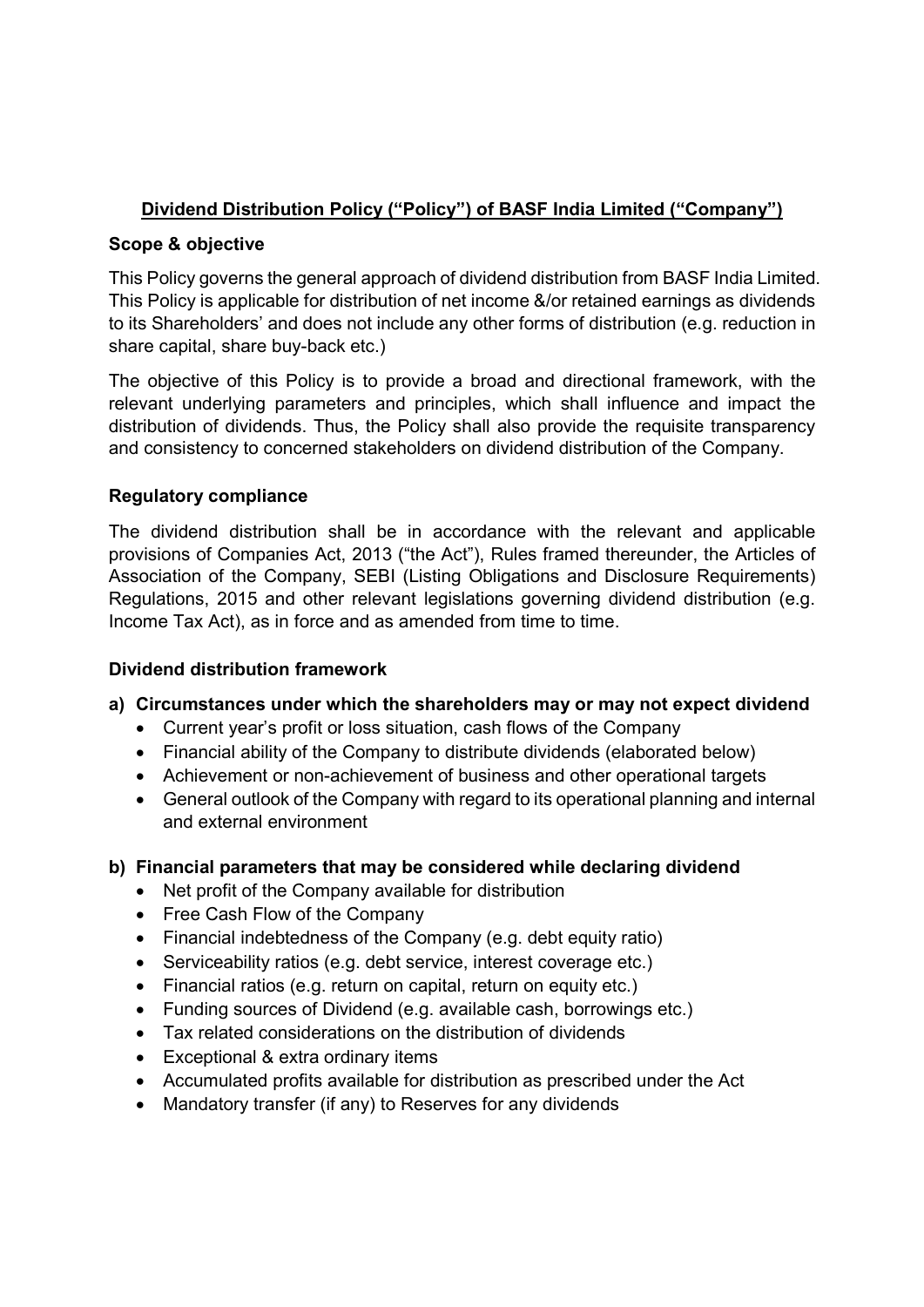# Dividend Distribution Policy ("Policy") of BASF India Limited ("Company")

## Scope & objective

This Policy governs the general approach of dividend distribution from BASF India Limited. This Policy is applicable for distribution of net income &/or retained earnings as dividends to its Shareholders' and does not include any other forms of distribution (e.g. reduction in share capital, share buy-back etc.)

The objective of this Policy is to provide a broad and directional framework, with the relevant underlying parameters and principles, which shall influence and impact the distribution of dividends. Thus, the Policy shall also provide the requisite transparency and consistency to concerned stakeholders on dividend distribution of the Company.

## Regulatory compliance

The dividend distribution shall be in accordance with the relevant and applicable provisions of Companies Act, 2013 ("the Act"), Rules framed thereunder, the Articles of Association of the Company, SEBI (Listing Obligations and Disclosure Requirements) Regulations, 2015 and other relevant legislations governing dividend distribution (e.g. Income Tax Act), as in force and as amended from time to time.

## Dividend distribution framework

### a) Circumstances under which the shareholders may or may not expect dividend

- Current year's profit or loss situation, cash flows of the Company
- Financial ability of the Company to distribute dividends (elaborated below)
- Achievement or non-achievement of business and other operational targets
- General outlook of the Company with regard to its operational planning and internal and external environment

### b) Financial parameters that may be considered while declaring dividend

- Net profit of the Company available for distribution
- Free Cash Flow of the Company
- Financial indebtedness of the Company (e.g. debt equity ratio)
- Serviceability ratios (e.g. debt service, interest coverage etc.)
- Financial ratios (e.g. return on capital, return on equity etc.)
- Funding sources of Dividend (e.g. available cash, borrowings etc.)
- Tax related considerations on the distribution of dividends
- Exceptional & extra ordinary items
- Accumulated profits available for distribution as prescribed under the Act
- Mandatory transfer (if any) to Reserves for any dividends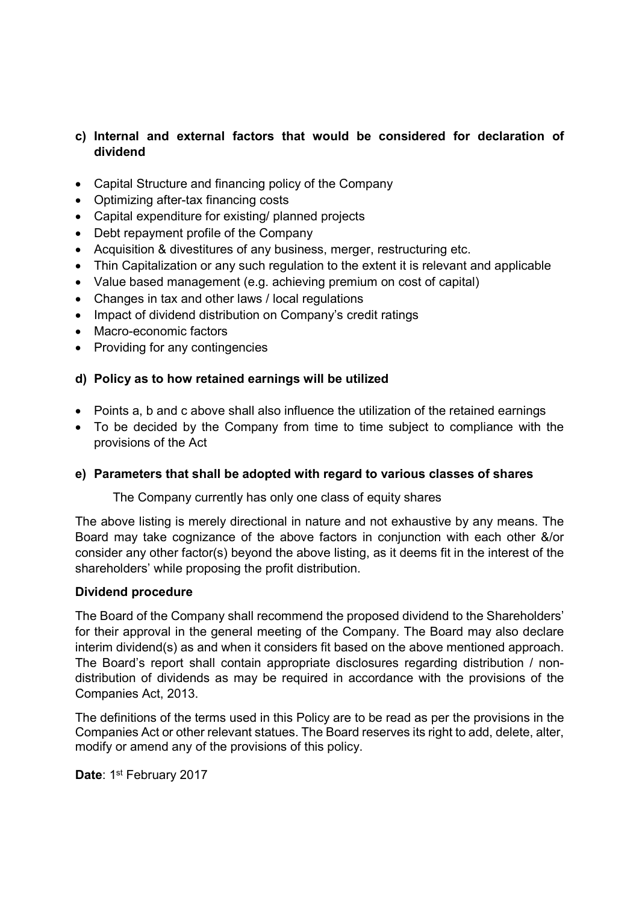## c) Internal and external factors that would be considered for declaration of dividend

- Capital Structure and financing policy of the Company
- Optimizing after-tax financing costs
- Capital expenditure for existing/ planned projects
- Debt repayment profile of the Company
- Acquisition & divestitures of any business, merger, restructuring etc.
- Thin Capitalization or any such regulation to the extent it is relevant and applicable
- Value based management (e.g. achieving premium on cost of capital)
- Changes in tax and other laws / local regulations
- Impact of dividend distribution on Company's credit ratings
- Macro-economic factors
- Providing for any contingencies

## d) Policy as to how retained earnings will be utilized

- Points a, b and c above shall also influence the utilization of the retained earnings
- To be decided by the Company from time to time subject to compliance with the provisions of the Act

## e) Parameters that shall be adopted with regard to various classes of shares

The Company currently has only one class of equity shares

The above listing is merely directional in nature and not exhaustive by any means. The Board may take cognizance of the above factors in conjunction with each other &/or consider any other factor(s) beyond the above listing, as it deems fit in the interest of the shareholders' while proposing the profit distribution.

**Dividend procedure**

The Board of the Company shall recommend the proposed dividend to the Shareholders' for their approval in the general meeting of the Company. The Board may also declare interim dividend(s) as and when it considers fit based on the above mentioned approach. The Board's report shall contain appropriate disclosures regarding distribution / non-distribution of dividends as may be required in accordance with the provisions of the Companies Act, 2013.

The definitions of the terms used in this Policy are to be read as per the provisions in the Companies Act or other relevant statues. The Board reserves its right to add, delete, alter, modify or amend any of the provisions of this policy.

**Date**: 1st February 2017